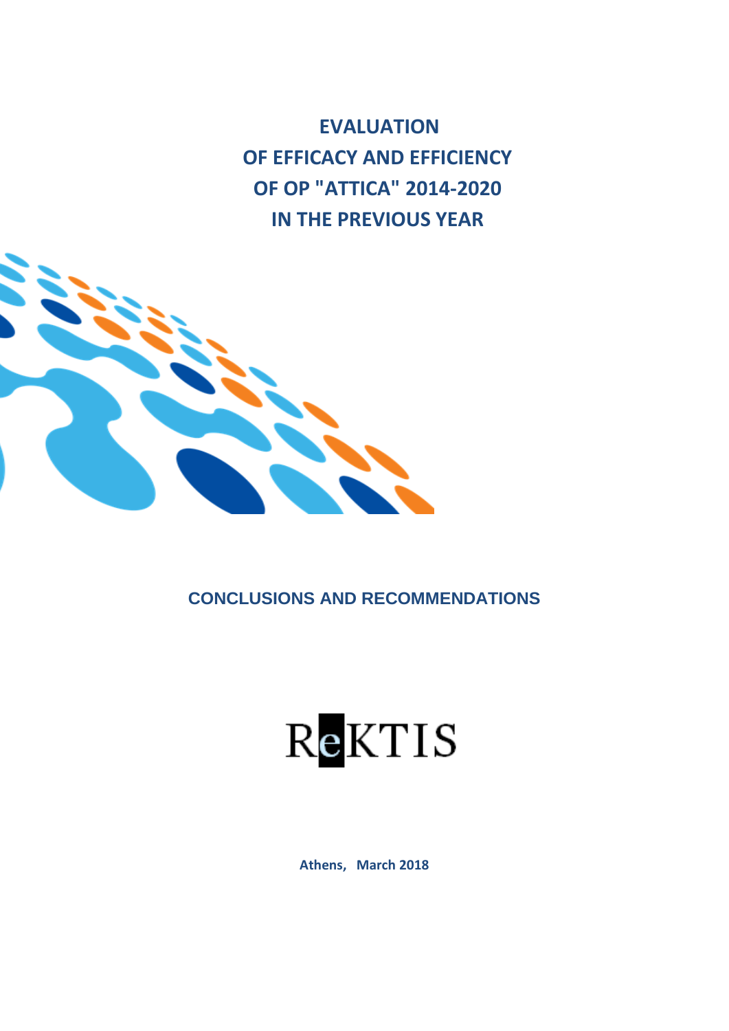# EVALUATION OF EFFICACY AND EFFICIENCY OF OP "ATTICA" 2014-2020 IN THE PREVIOUS YEAR

## CONCLUSIONS AND RECOMMENDATIONS

ReKTIS

**Athens, March 2018**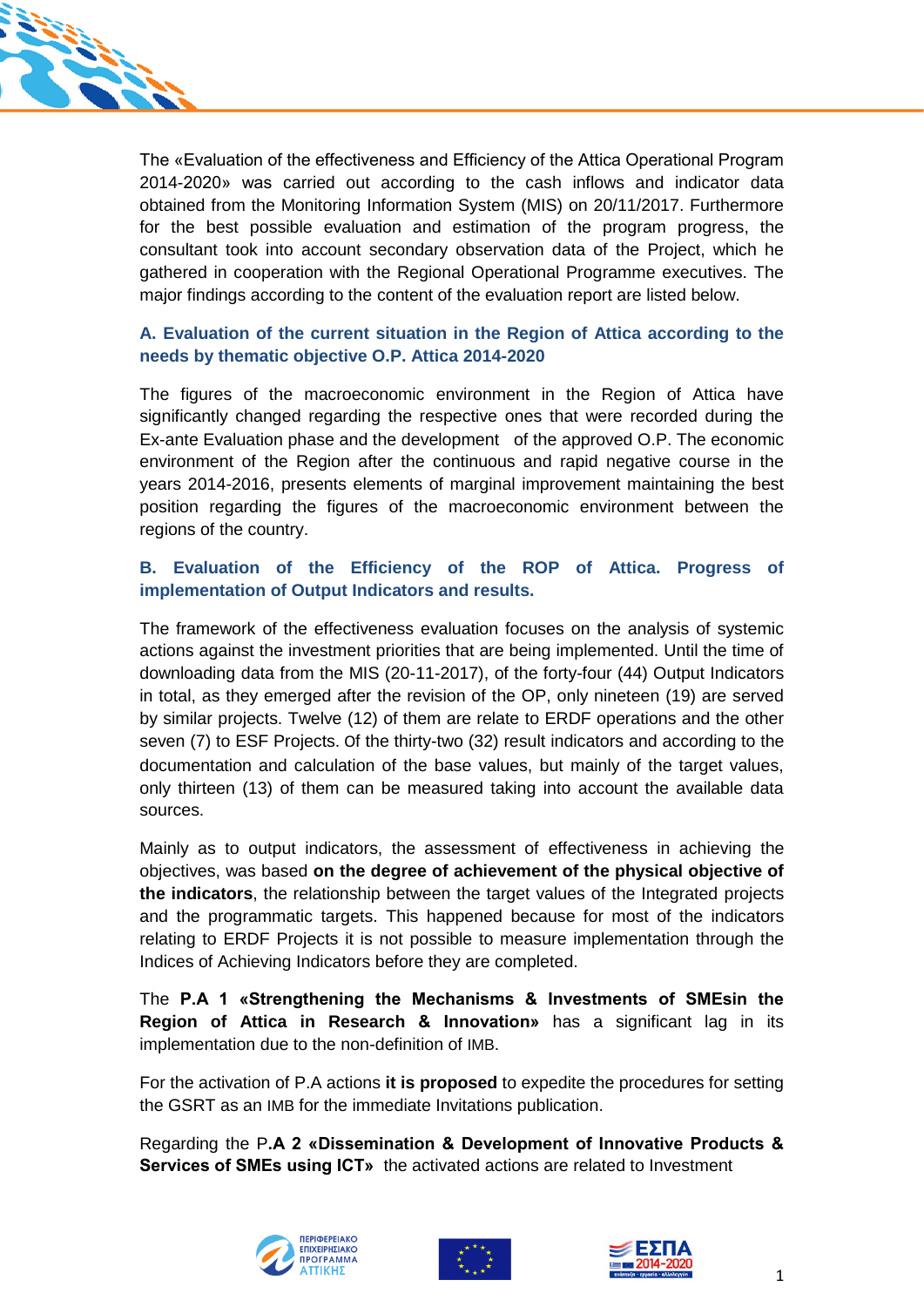The «Evaluation of the effectiveness and Efficiency of the Attica Operational Program 2014-2020» was carried out according to the cash inflows and indicator data obtained from the Monitoring Information System (MIS) on 20/11/2017. Furthermore for the best possible evaluation and estimation of the program progress, the consultant took into account secondary observation data of the Project, which he gathered in cooperation with the Regional Operational Programme executives. The major findings according to the content of the evaluation report are listed below.

## A. Evaluation of the current situation in the Region of Attica according to the needs by thematic objective O.P. Attica 2014-2020

The figures of the macroeconomic environment in the Region of Attica have significantly changed regarding the respective ones that were recorded during the Ex-ante Evaluation phase and the development of the approved O.P. The economic environment of the Region after the continuous and rapid negative course in the years 2014-2016, presents elements of marginal improvement maintaining the best position regarding the figures of the macroeconomic environment between the regions of the country.

## B. Evaluation of the Efficiency of the ROP of Attica. Progress of implementation of Output Indicators and results.

The framework of the effectiveness evaluation focuses on the analysis of systemic actions against the investment priorities that are being implemented. Until the time of downloading data from the MIS (20-11-2017), of the forty-four (44) Output Indicators in total, as they emerged after the revision of the OP, only nineteen (19) are served by similar projects. Twelve (12) of them are relate to ERDF operations and the other seven (7) to ESF Projects. Of the thirty-two (32) result indicators and according to the documentation and calculation of the base values, but mainly of the target values, only thirteen (13) of them can be measured taking into account the available data sources.

Mainly as to output indicators, the assessment of effectiveness in achieving the objectives, was based **on the degree of achievement of the physical objective of the indicators**, the relationship between the target values of the Integrated projects and the programmatic targets. This happened because for most of the indicators relating to ERDF Projects it is not possible to measure implementation through the Indices of Achieving Indicators before they are completed.

The **P.A 1 «Strengthening the Mechanisms & Investments of SMEsin the Region of Attica in Research & Innovation»** has a significant lag in its implementation due to the non-definition of IMB.

For the activation of P.A actions **it is proposed** to expedite the procedures for setting the GSRT as an IMB for the immediate Invitations publication.

Regarding the P**.A 2 «Dissemination & Development of Innovative Products & Services of SMEs using ICT»** the activated actions are related to Investment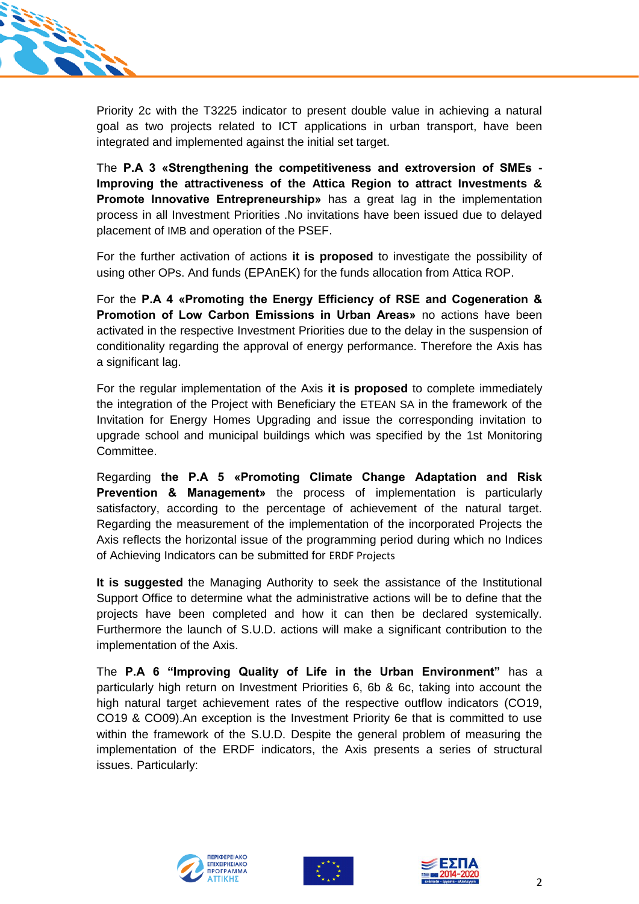Priority 2c with the T3225 indicator to present double value in achieving a natural goal as two projects related to ICT applications in urban transport, have been integrated and implemented against the initial set target.

The **P.A 3 «Strengthening the competitiveness and extroversion of SMEs - Improving the attractiveness of the Attica Region to attract Investments & Promote Innovative Entrepreneurship»** has a great lag in the implementation process in all Investment Priorities .No invitations have been issued due to delayed placement of IMB and operation of the PSEF.

For the further activation of actions **it is proposed** to investigate the possibility of using other OPs. And funds (EPAnEK) for the funds allocation from Attica ROP.

For the **P.A 4 «Promoting the Energy Efficiency of RSE and Cogeneration & Promotion of Low Carbon Emissions in Urban Areas»** no actions have been activated in the respective Investment Priorities due to the delay in the suspension of conditionality regarding the approval of energy performance. Therefore the Axis has a significant lag.

For the regular implementation of the Axis **it is proposed** to complete immediately the integration of the Project with Beneficiary the ETEAN SA in the framework of the Invitation for Energy Homes Upgrading and issue the corresponding invitation to upgrade school and municipal buildings which was specified by the 1st Monitoring Committee.

Regarding **the P.A 5 «Promoting Climate Change Adaptation and Risk Prevention & Management»** the process of implementation is particularly satisfactory, according to the percentage of achievement of the natural target. Regarding the measurement of the implementation of the incorporated Projects the Axis reflects the horizontal issue of the programming period during which no Indices of Achieving Indicators can be submitted for ERDF Projects

**It is suggested** the Managing Authority to seek the assistance of the Institutional Support Office to determine what the administrative actions will be to define that the projects have been completed and how it can then be declared systemically. Furthermore the launch of S.U.D. actions will make a significant contribution to the implementation of the Axis.

The **P.A 6 "Improving Quality of Life in the Urban Environment"** has a particularly high return on Investment Priorities 6, 6b & 6c, taking into account the high natural target achievement rates of the respective outflow indicators (CO19, CO19 & CO09).An exception is the Investment Priority 6e that is committed to use within the framework of the S.U.D. Despite the general problem of measuring the implementation of the ERDF indicators, the Axis presents a series of structural issues. Particularly: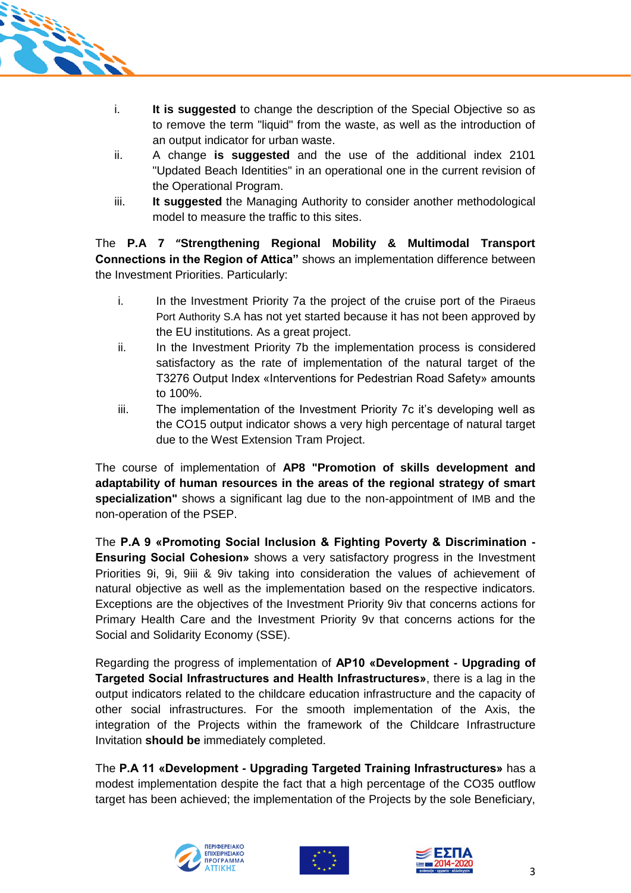i. **It is suggested** to change the description of the Special Objective so as to remove the term "liquid" from the waste, as well as the introduction of an output indicator for urban waste.
ii. A change **is suggested** and the use of the additional index 2101 "Updated Beach Identities" in an operational one in the current revision of the Operational Program.
iii. **It suggested** the Managing Authority to consider another methodological model to measure the traffic to this sites.

The **P.A 7 "Strengthening Regional Mobility & Multimodal Transport Connections in the Region of Attica"** shows an implementation difference between the Investment Priorities. Particularly:

i. In the Investment Priority 7a the project of the cruise port of the Piraeus Port Authority S.A has not yet started because it has not been approved by the EU institutions. As a great project.
ii. In the Investment Priority 7b the implementation process is considered satisfactory as the rate of implementation of the natural target of the T3276 Output Index «Interventions for Pedestrian Road Safety» amounts to 100%.
iii. The implementation of the Investment Priority 7c it's developing well as the CO15 output indicator shows a very high percentage of natural target due to the West Extension Tram Project.

The course of implementation of **AP8 "Promotion of skills development and adaptability of human resources in the areas of the regional strategy of smart specialization"** shows a significant lag due to the non-appointment of IMB and the non-operation of the PSEP.

The **P.A 9 «Promoting Social Inclusion & Fighting Poverty & Discrimination - Ensuring Social Cohesion»** shows a very satisfactory progress in the Investment Priorities 9i, 9i, 9iii & 9iv taking into consideration the values of achievement of natural objective as well as the implementation based on the respective indicators. Exceptions are the objectives of the Investment Priority 9iv that concerns actions for Primary Health Care and the Investment Priority 9v that concerns actions for the Social and Solidarity Economy (SSE).

Regarding the progress of implementation of **AP10 «Development - Upgrading of Targeted Social Infrastructures and Health Infrastructures»**, there is a lag in the output indicators related to the childcare education infrastructure and the capacity of other social infrastructures. For the smooth implementation of the Axis, the integration of the Projects within the framework of the Childcare Infrastructure Invitation **should be** immediately completed.

The **P.A 11 «Development - Upgrading Targeted Training Infrastructures»** has a modest implementation despite the fact that a high percentage of the CO35 outflow target has been achieved; the implementation of the Projects by the sole Beneficiary,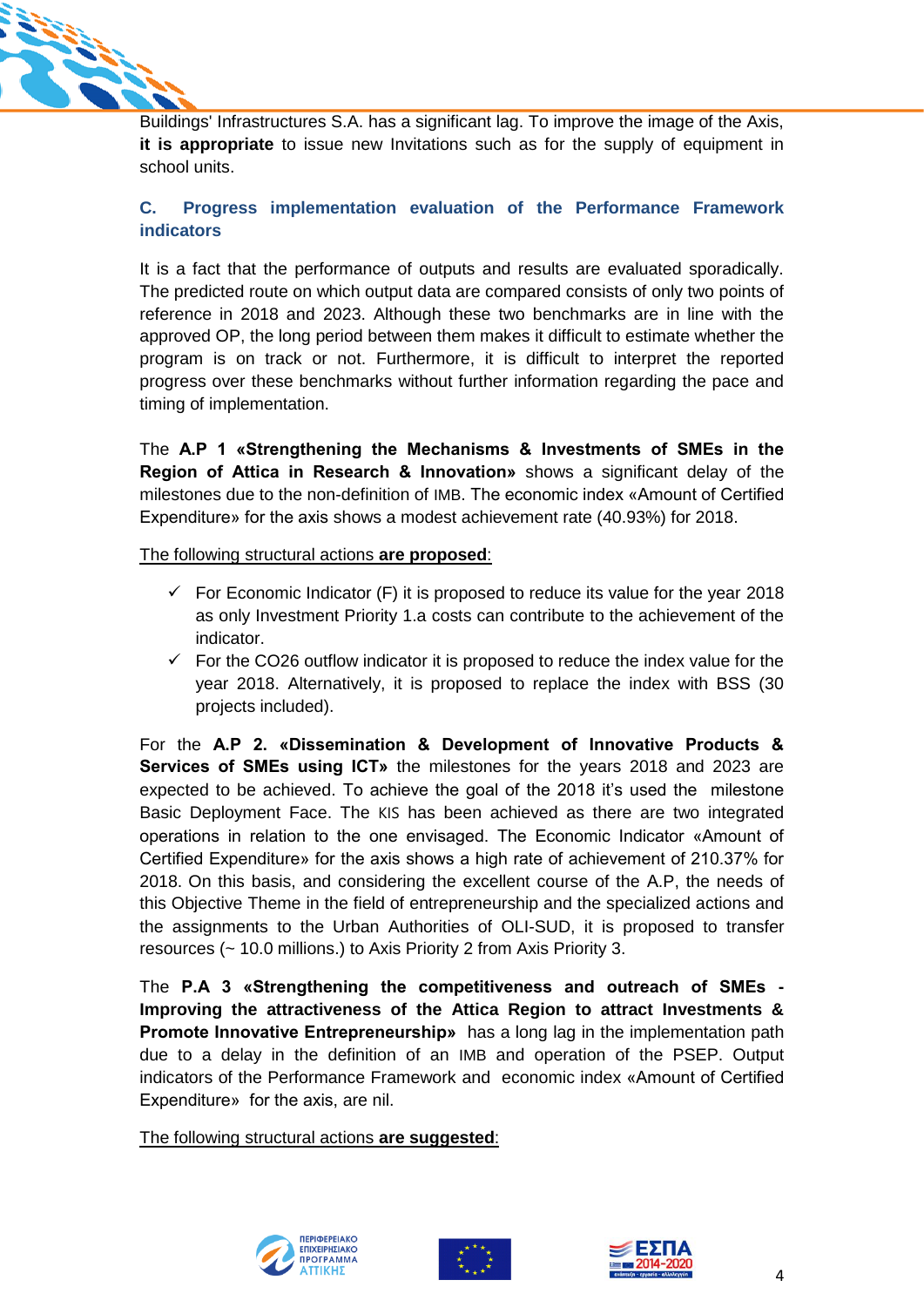Buildings' Infrastructures S.A. has a significant lag. To improve the image of the Axis, **it is appropriate** to issue new Invitations such as for the supply of equipment in school units.

## C. Progress implementation evaluation of the Performance Framework indicators

It is a fact that the performance of outputs and results are evaluated sporadically. The predicted route on which output data are compared consists of only two points of reference in 2018 and 2023. Although these two benchmarks are in line with the approved OP, the long period between them makes it difficult to estimate whether the program is on track or not. Furthermore, it is difficult to interpret the reported progress over these benchmarks without further information regarding the pace and timing of implementation.

The **A.P 1 «Strengthening the Mechanisms & Investments of SMEs in the Region of Attica in Research & Innovation»** shows a significant delay of the milestones due to the non-definition of IMB. The economic index «Amount of Certified Expenditure» for the axis shows a modest achievement rate (40.93%) for 2018.

The following structural actions **are proposed**:

- ✓ For Economic Indicator (F) it is proposed to reduce its value for the year 2018 as only Investment Priority 1.a costs can contribute to the achievement of the indicator.
- ✓ For the CO26 outflow indicator it is proposed to reduce the index value for the year 2018. Alternatively, it is proposed to replace the index with BSS (30 projects included).

For the **A.P 2. «Dissemination & Development of Innovative Products & Services of SMEs using ICT»** the milestones for the years 2018 and 2023 are expected to be achieved. To achieve the goal of the 2018 it's used the milestone Basic Deployment Face. The KIS has been achieved as there are two integrated operations in relation to the one envisaged. The Economic Indicator «Amount of Certified Expenditure» for the axis shows a high rate of achievement of 210.37% for 2018. On this basis, and considering the excellent course of the A.P, the needs of this Objective Theme in the field of entrepreneurship and the specialized actions and the assignments to the Urban Authorities of OLI-SUD, it is proposed to transfer resources (~ 10.0 millions.) to Axis Priority 2 from Axis Priority 3.

The **P.A 3 «Strengthening the competitiveness and outreach of SMEs - Improving the attractiveness of the Attica Region to attract Investments & Promote Innovative Entrepreneurship»** has a long lag in the implementation path due to a delay in the definition of an IMB and operation of the PSEP. Output indicators of the Performance Framework and economic index «Amount of Certified Expenditure» for the axis, are nil.

The following structural actions **are suggested**: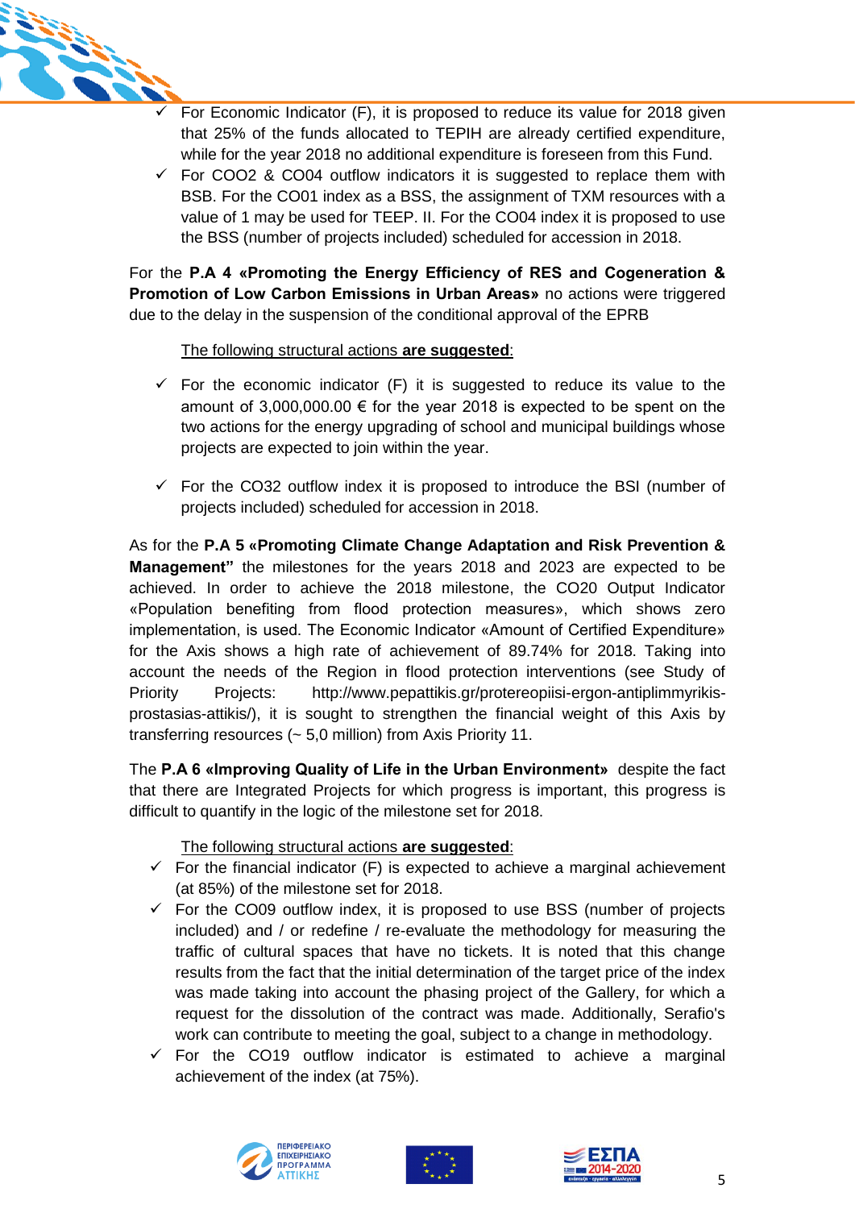- ✓ For Economic Indicator (F), it is proposed to reduce its value for 2018 given that 25% of the funds allocated to TEPIH are already certified expenditure, while for the year 2018 no additional expenditure is foreseen from this Fund.
- ✓ For COO2 & CO04 outflow indicators it is suggested to replace them with BSB. For the CO01 index as a BSS, the assignment of TXM resources with a value of 1 may be used for TEEP. II. For the CO04 index it is proposed to use the BSS (number of projects included) scheduled for accession in 2018.

For the **P.A 4 «Promoting the Energy Efficiency of RES and Cogeneration & Promotion of Low Carbon Emissions in Urban Areas»** no actions were triggered due to the delay in the suspension of the conditional approval of the EPRB

<u>The following structural actions **are suggested**</u>:

- ✓ For the economic indicator (F) it is suggested to reduce its value to the amount of 3,000,000.00 € for the year 2018 is expected to be spent on the two actions for the energy upgrading of school and municipal buildings whose projects are expected to join within the year.

- ✓ For the CO32 outflow index it is proposed to introduce the BSI (number of projects included) scheduled for accession in 2018.

As for the **P.A 5 «Promoting Climate Change Adaptation and Risk Prevention & Management"** the milestones for the years 2018 and 2023 are expected to be achieved. In order to achieve the 2018 milestone, the CO20 Output Indicator «Population benefiting from flood protection measures», which shows zero implementation, is used. The Economic Indicator «Amount of Certified Expenditure» for the Axis shows a high rate of achievement of 89.74% for 2018. Taking into account the needs of the Region in flood protection interventions (see Study of Priority Projects: http://www.pepattikis.gr/protereopiisi-ergon-antiplimmyrikis-prostasias-attikis/), it is sought to strengthen the financial weight of this Axis by transferring resources (~ 5,0 million) from Axis Priority 11.

The **P.A 6 «Improving Quality of Life in the Urban Environment»** despite the fact that there are Integrated Projects for which progress is important, this progress is difficult to quantify in the logic of the milestone set for 2018.

<u>The following structural actions **are suggested**</u>:

- ✓ For the financial indicator (F) is expected to achieve a marginal achievement (at 85%) of the milestone set for 2018.
- ✓ For the CO09 outflow index, it is proposed to use BSS (number of projects included) and / or redefine / re-evaluate the methodology for measuring the traffic of cultural spaces that have no tickets. It is noted that this change results from the fact that the initial determination of the target price of the index was made taking into account the phasing project of the Gallery, for which a request for the dissolution of the contract was made. Additionally, Serafio's work can contribute to meeting the goal, subject to a change in methodology.
- ✓ For the CO19 outflow indicator is estimated to achieve a marginal achievement of the index (at 75%).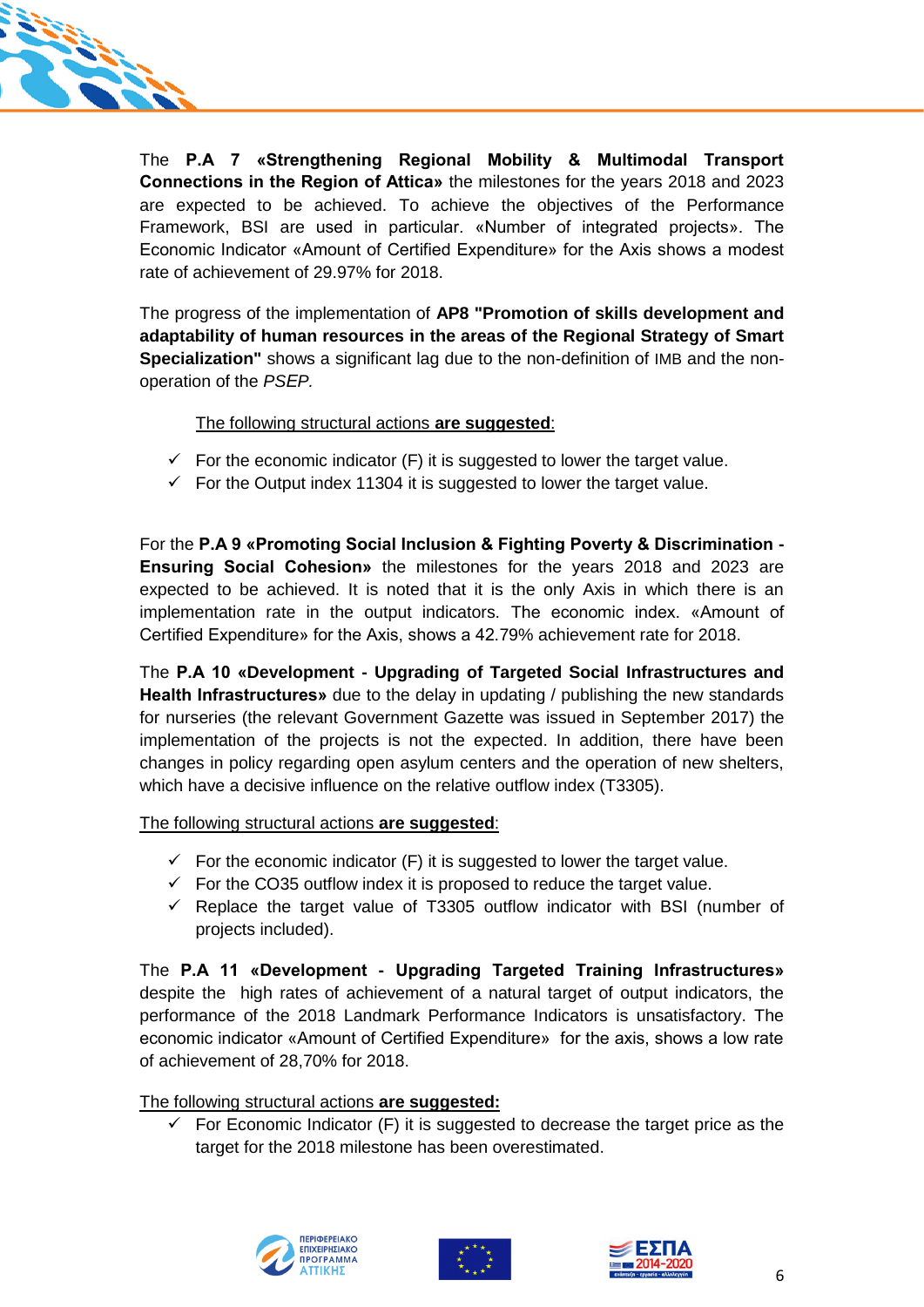The **P.A 7 «Strengthening Regional Mobility & Multimodal Transport Connections in the Region of Attica»** the milestones for the years 2018 and 2023 are expected to be achieved. To achieve the objectives of the Performance Framework, BSI are used in particular. «Number of integrated projects». The Economic Indicator «Amount of Certified Expenditure» for the Axis shows a modest rate of achievement of 29.97% for 2018.

The progress of the implementation of **AP8 "Promotion of skills development and adaptability of human resources in the areas of the Regional Strategy of Smart Specialization"** shows a significant lag due to the non-definition of IMB and the non-operation of the *PSEP.*

<u>The following structural actions **are suggested**:</u>

- ✓ For the economic indicator (F) it is suggested to lower the target value.
- ✓ For the Output index 11304 it is suggested to lower the target value.

For the **P.A 9 «Promoting Social Inclusion & Fighting Poverty & Discrimination - Ensuring Social Cohesion»** the milestones for the years 2018 and 2023 are expected to be achieved. It is noted that it is the only Axis in which there is an implementation rate in the output indicators. The economic index. «Amount of Certified Expenditure» for the Axis, shows a 42.79% achievement rate for 2018.

The **P.A 10 «Development - Upgrading of Targeted Social Infrastructures and Health Infrastructures»** due to the delay in updating / publishing the new standards for nurseries (the relevant Government Gazette was issued in September 2017) the implementation of the projects is not the expected. In addition, there have been changes in policy regarding open asylum centers and the operation of new shelters, which have a decisive influence on the relative outflow index (T3305).

<u>The following structural actions **are suggested**:</u>

- ✓ For the economic indicator (F) it is suggested to lower the target value.
- ✓ For the CO35 outflow index it is proposed to reduce the target value.
- ✓ Replace the target value of T3305 outflow indicator with BSI (number of projects included).

The **P.A 11 «Development - Upgrading Targeted Training Infrastructures»** despite the high rates of achievement of a natural target of output indicators, the performance of the 2018 Landmark Performance Indicators is unsatisfactory. The economic indicator «Amount of Certified Expenditure» for the axis, shows a low rate of achievement of 28,70% for 2018.

<u>The following structural actions **are suggested:**</u>

- ✓ For Economic Indicator (F) it is suggested to decrease the target price as the target for the 2018 milestone has been overestimated.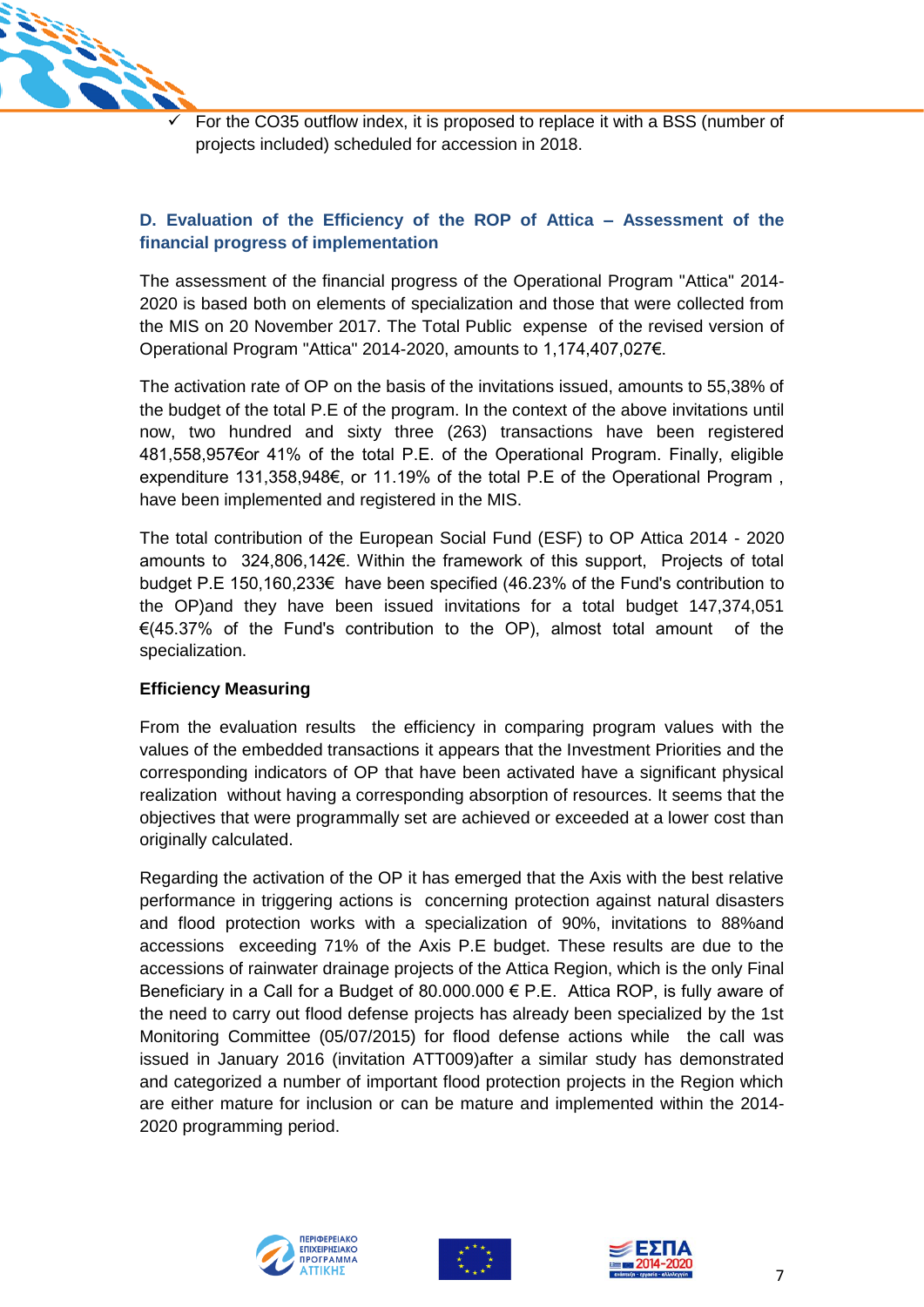- ✓ For the CO35 outflow index, it is proposed to replace it with a BSS (number of projects included) scheduled for accession in 2018.

### D. Evaluation of the Efficiency of the ROP of Attica – Assessment of the financial progress of implementation

The assessment of the financial progress of the Operational Program "Attica" 2014-2020 is based both on elements of specialization and those that were collected from the MIS on 20 November 2017. The Total Public expense of the revised version of Operational Program "Attica" 2014-2020, amounts to 1,174,407,027€.

The activation rate of OP on the basis of the invitations issued, amounts to 55,38% of the budget of the total P.E of the program. In the context of the above invitations until now, two hundred and sixty three (263) transactions have been registered 481,558,957€or 41% of the total P.E. of the Operational Program. Finally, eligible expenditure 131,358,948€, or 11.19% of the total P.E of the Operational Program , have been implemented and registered in the MIS.

The total contribution of the European Social Fund (ESF) to OP Attica 2014 - 2020 amounts to 324,806,142€. Within the framework of this support, Projects of total budget P.E 150,160,233€ have been specified (46.23% of the Fund's contribution to the OP)and they have been issued invitations for a total budget 147,374,051 €(45.37% of the Fund's contribution to the OP), almost total amount of the specialization.

**Efficiency Measuring**

From the evaluation results the efficiency in comparing program values with the values of the embedded transactions it appears that the Investment Priorities and the corresponding indicators of OP that have been activated have a significant physical realization without having a corresponding absorption of resources. It seems that the objectives that were programmally set are achieved or exceeded at a lower cost than originally calculated.

Regarding the activation of the OP it has emerged that the Axis with the best relative performance in triggering actions is concerning protection against natural disasters and flood protection works with a specialization of 90%, invitations to 88%and accessions exceeding 71% of the Axis P.E budget. These results are due to the accessions of rainwater drainage projects of the Attica Region, which is the only Final Beneficiary in a Call for a Budget of 80.000.000 € P.E. Attica ROP, is fully aware of the need to carry out flood defense projects has already been specialized by the 1st Monitoring Committee (05/07/2015) for flood defense actions while the call was issued in January 2016 (invitation ATT009)after a similar study has demonstrated and categorized a number of important flood protection projects in the Region which are either mature for inclusion or can be mature and implemented within the 2014-2020 programming period.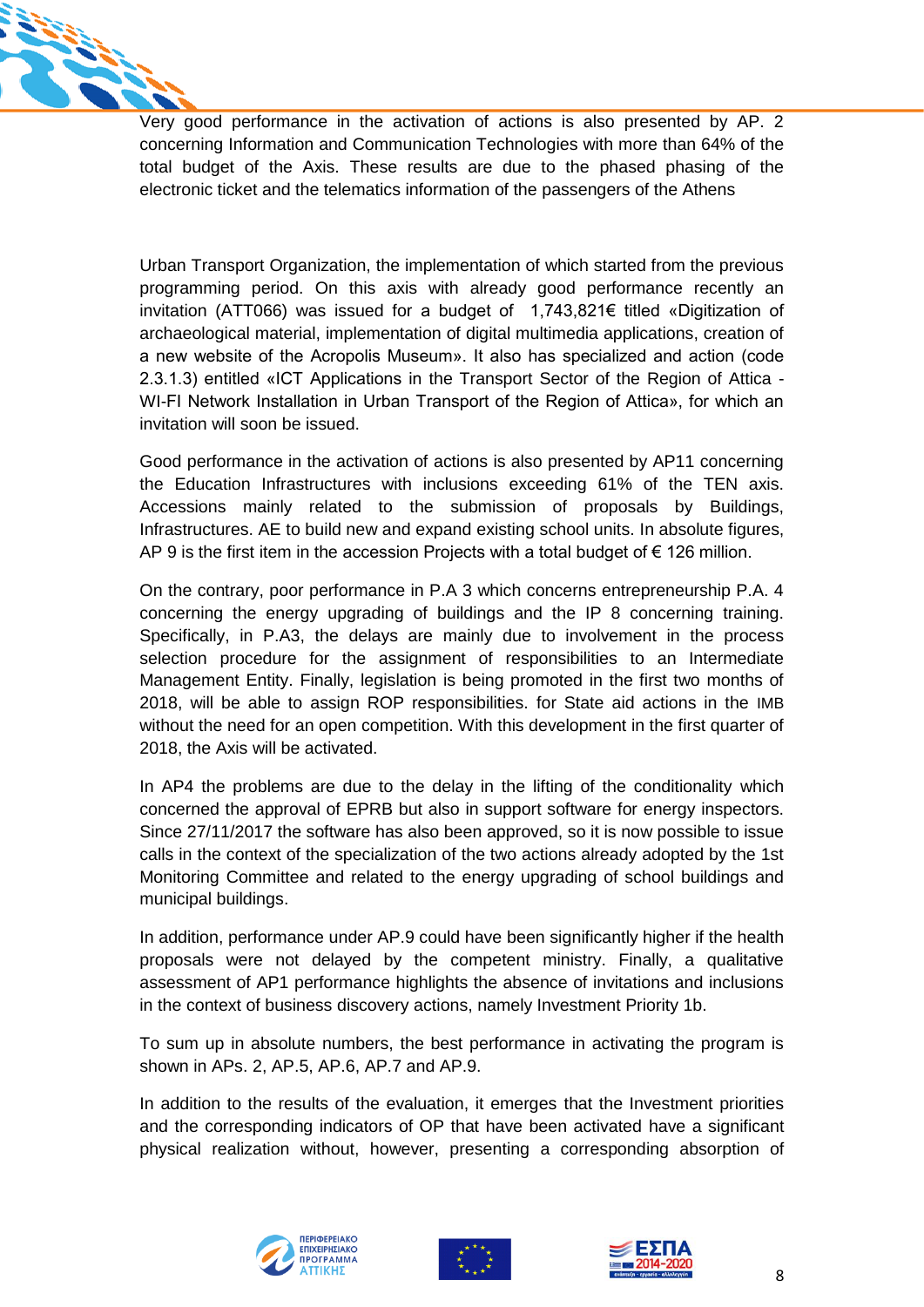Very good performance in the activation of actions is also presented by AP. 2 concerning Information and Communication Technologies with more than 64% of the total budget of the Axis. These results are due to the phased phasing of the electronic ticket and the telematics information of the passengers of the Athens

Urban Transport Organization, the implementation of which started from the previous programming period. On this axis with already good performance recently an invitation (ATT066) was issued for a budget of 1,743,821€ titled «Digitization of archaeological material, implementation of digital multimedia applications, creation of a new website of the Acropolis Museum». It also has specialized and action (code 2.3.1.3) entitled «ICT Applications in the Transport Sector of the Region of Attica - WI-FI Network Installation in Urban Transport of the Region of Attica», for which an invitation will soon be issued.

Good performance in the activation of actions is also presented by AP11 concerning the Education Infrastructures with inclusions exceeding 61% of the TEN axis. Accessions mainly related to the submission of proposals by Buildings, Infrastructures. AE to build new and expand existing school units. In absolute figures, AP 9 is the first item in the accession Projects with a total budget of € 126 million.

On the contrary, poor performance in P.A 3 which concerns entrepreneurship P.A. 4 concerning the energy upgrading of buildings and the IP 8 concerning training. Specifically, in P.A3, the delays are mainly due to involvement in the process selection procedure for the assignment of responsibilities to an Intermediate Management Entity. Finally, legislation is being promoted in the first two months of 2018, will be able to assign ROP responsibilities. for State aid actions in the IMB without the need for an open competition. With this development in the first quarter of 2018, the Axis will be activated.

In AP4 the problems are due to the delay in the lifting of the conditionality which concerned the approval of EPRB but also in support software for energy inspectors. Since 27/11/2017 the software has also been approved, so it is now possible to issue calls in the context of the specialization of the two actions already adopted by the 1st Monitoring Committee and related to the energy upgrading of school buildings and municipal buildings.

In addition, performance under AP.9 could have been significantly higher if the health proposals were not delayed by the competent ministry. Finally, a qualitative assessment of AP1 performance highlights the absence of invitations and inclusions in the context of business discovery actions, namely Investment Priority 1b.

To sum up in absolute numbers, the best performance in activating the program is shown in APs. 2, AP.5, AP.6, AP.7 and AP.9.

In addition to the results of the evaluation, it emerges that the Investment priorities and the corresponding indicators of OP that have been activated have a significant physical realization without, however, presenting a corresponding absorption of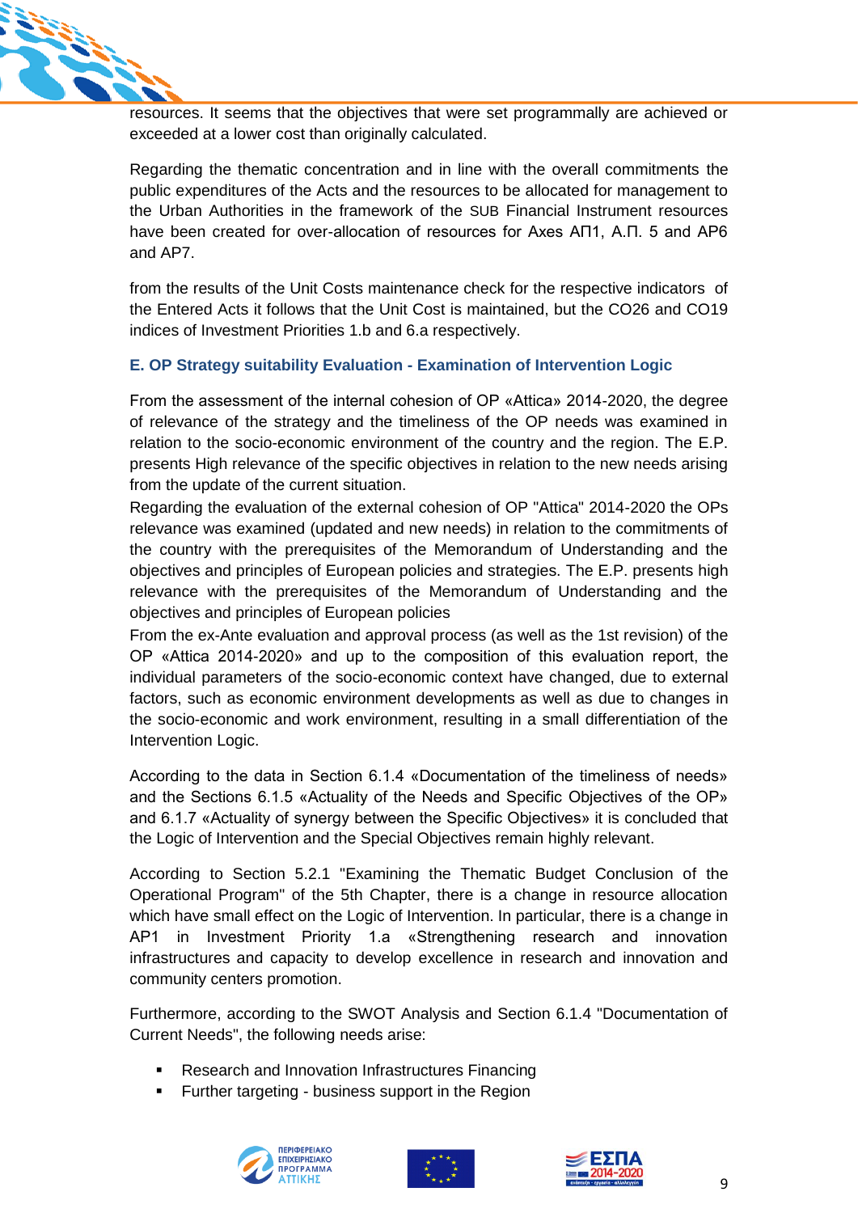resources. It seems that the objectives that were set programmally are achieved or exceeded at a lower cost than originally calculated.

Regarding the thematic concentration and in line with the overall commitments the public expenditures of the Acts and the resources to be allocated for management to the Urban Authorities in the framework of the SUB Financial Instrument resources have been created for over-allocation of resources for Axes AΠ1, A.Π. 5 and AP6 and AP7.

from the results of the Unit Costs maintenance check for the respective indicators of the Entered Acts it follows that the Unit Cost is maintained, but the CO26 and CO19 indices of Investment Priorities 1.b and 6.a respectively.

### E. OP Strategy suitability Evaluation - Examination of Intervention Logic

From the assessment of the internal cohesion of OP «Attica» 2014-2020, the degree of relevance of the strategy and the timeliness of the OP needs was examined in relation to the socio-economic environment of the country and the region. The E.P. presents High relevance of the specific objectives in relation to the new needs arising from the update of the current situation.
Regarding the evaluation of the external cohesion of OP "Attica" 2014-2020 the OPs relevance was examined (updated and new needs) in relation to the commitments of the country with the prerequisites of the Memorandum of Understanding and the objectives and principles of European policies and strategies. The E.P. presents high relevance with the prerequisites of the Memorandum of Understanding and the objectives and principles of European policies
From the ex-Ante evaluation and approval process (as well as the 1st revision) of the OP «Attica 2014-2020» and up to the composition of this evaluation report, the individual parameters of the socio-economic context have changed, due to external factors, such as economic environment developments as well as due to changes in the socio-economic and work environment, resulting in a small differentiation of the Intervention Logic.

According to the data in Section 6.1.4 «Documentation of the timeliness of needs» and the Sections 6.1.5 «Actuality of the Needs and Specific Objectives of the OP» and 6.1.7 «Actuality of synergy between the Specific Objectives» it is concluded that the Logic of Intervention and the Special Objectives remain highly relevant.

According to Section 5.2.1 "Examining the Thematic Budget Conclusion of the Operational Program" of the 5th Chapter, there is a change in resource allocation which have small effect on the Logic of Intervention. In particular, there is a change in AP1 in Investment Priority 1.a «Strengthening research and innovation infrastructures and capacity to develop excellence in research and innovation and community centers promotion.

Furthermore, according to the SWOT Analysis and Section 6.1.4 "Documentation of Current Needs", the following needs arise:

- Research and Innovation Infrastructures Financing
- Further targeting - business support in the Region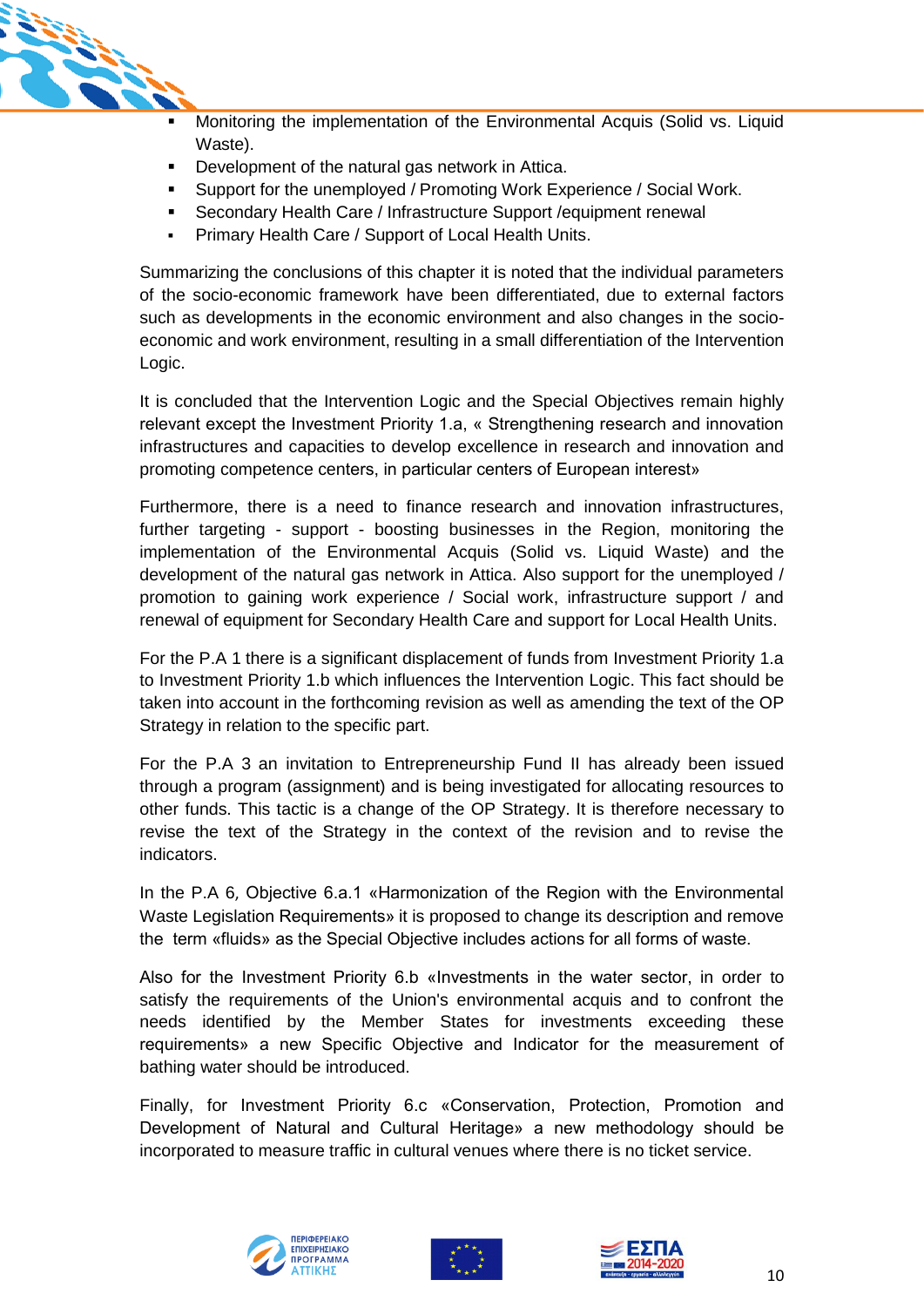- Monitoring the implementation of the Environmental Acquis (Solid vs. Liquid Waste).
- Development of the natural gas network in Attica.
- Support for the unemployed / Promoting Work Experience / Social Work.
- Secondary Health Care / Infrastructure Support /equipment renewal
- Primary Health Care / Support of Local Health Units.

Summarizing the conclusions of this chapter it is noted that the individual parameters of the socio-economic framework have been differentiated, due to external factors such as developments in the economic environment and also changes in the socio-economic and work environment, resulting in a small differentiation of the Intervention Logic.

It is concluded that the Intervention Logic and the Special Objectives remain highly relevant except the Investment Priority 1.a, « Strengthening research and innovation infrastructures and capacities to develop excellence in research and innovation and promoting competence centers, in particular centers of European interest»

Furthermore, there is a need to finance research and innovation infrastructures, further targeting - support - boosting businesses in the Region, monitoring the implementation of the Environmental Acquis (Solid vs. Liquid Waste) and the development of the natural gas network in Attica. Also support for the unemployed / promotion to gaining work experience / Social work, infrastructure support / and renewal of equipment for Secondary Health Care and support for Local Health Units.

For the P.A 1 there is a significant displacement of funds from Investment Priority 1.a to Investment Priority 1.b which influences the Intervention Logic. This fact should be taken into account in the forthcoming revision as well as amending the text of the OP Strategy in relation to the specific part.

For the P.A 3 an invitation to Entrepreneurship Fund II has already been issued through a program (assignment) and is being investigated for allocating resources to other funds. This tactic is a change of the OP Strategy. It is therefore necessary to revise the text of the Strategy in the context of the revision and to revise the indicators.

In the P.A 6, Objective 6.a.1 «Harmonization of the Region with the Environmental Waste Legislation Requirements» it is proposed to change its description and remove the term «fluids» as the Special Objective includes actions for all forms of waste.

Also for the Investment Priority 6.b «Investments in the water sector, in order to satisfy the requirements of the Union's environmental acquis and to confront the needs identified by the Member States for investments exceeding these requirements» a new Specific Objective and Indicator for the measurement of bathing water should be introduced.

Finally, for Investment Priority 6.c «Conservation, Protection, Promotion and Development of Natural and Cultural Heritage» a new methodology should be incorporated to measure traffic in cultural venues where there is no ticket service.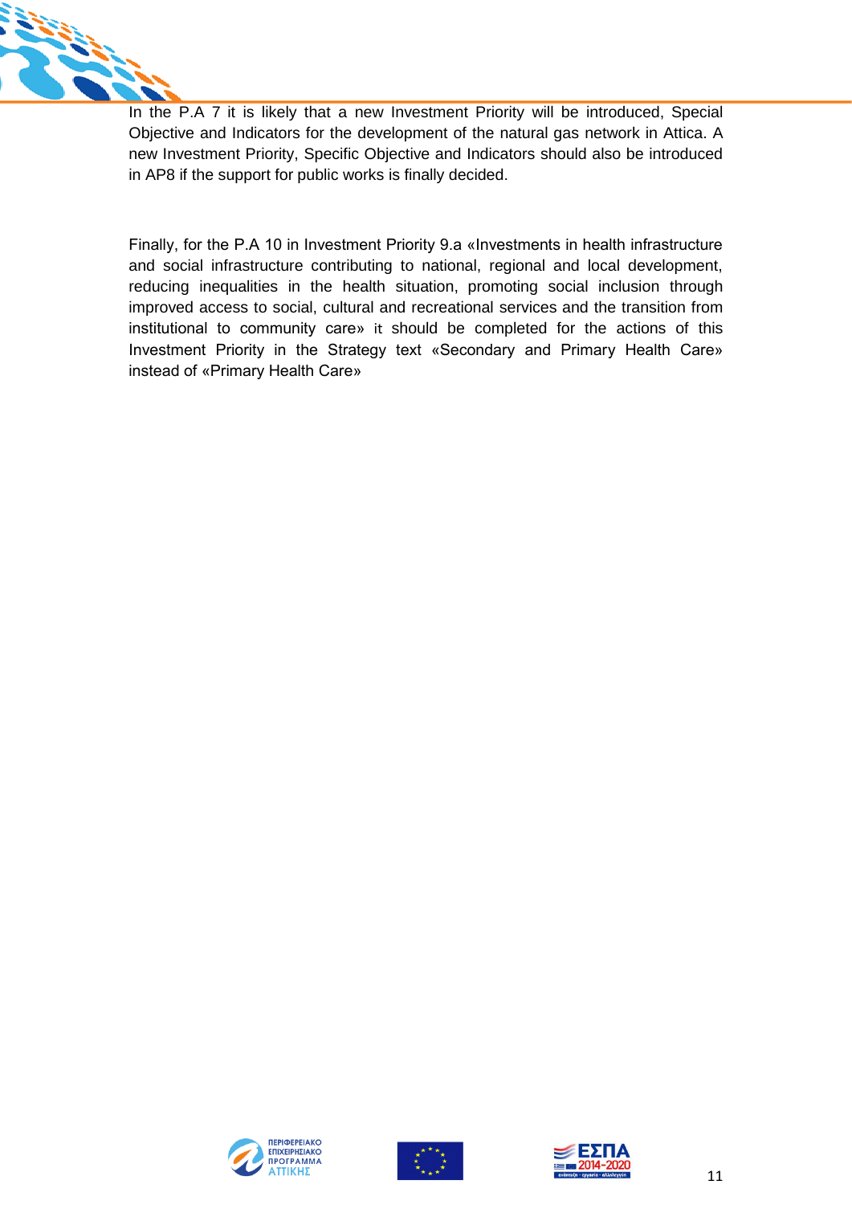In the P.A 7 it is likely that a new Investment Priority will be introduced, Special Objective and Indicators for the development of the natural gas network in Attica. A new Investment Priority, Specific Objective and Indicators should also be introduced in AP8 if the support for public works is finally decided.

Finally, for the P.A 10 in Investment Priority 9.a «Investments in health infrastructure and social infrastructure contributing to national, regional and local development, reducing inequalities in the health situation, promoting social inclusion through improved access to social, cultural and recreational services and the transition from institutional to community care» it should be completed for the actions of this Investment Priority in the Strategy text «Secondary and Primary Health Care» instead of «Primary Health Care»